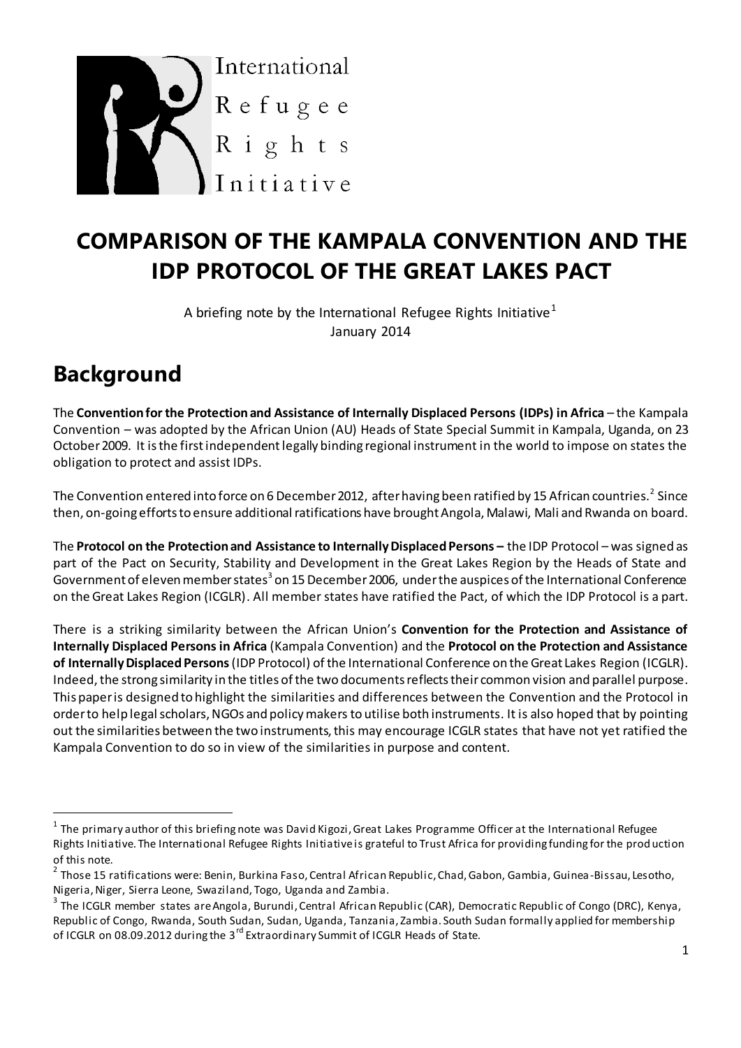International Refugee Rights Initiative

# COMPARISON OF THE KAMPALA CONVENTION AND THE IDP PROTOCOL OF THE GREAT LAKES PACT

A briefing note by the International Refugee Rights Initiative[1]
January 2014

## Background

The **Convention for the Protection and Assistance of Internally Displaced Persons (IDPs) in Africa** – the Kampala Convention – was adopted by the African Union (AU) Heads of State Special Summit in Kampala, Uganda, on 23 October 2009. It is the first independent legally binding regional instrument in the world to impose on states the obligation to protect and assist IDPs.

The Convention entered into force on 6 December 2012, after having been ratified by 15 African countries.[2] Since then, on-going efforts to ensure additional ratifications have brought Angola, Malawi, Mali and Rwanda on board.

The **Protocol on the Protection and Assistance to Internally Displaced Persons –** the IDP Protocol – was signed as part of the Pact on Security, Stability and Development in the Great Lakes Region by the Heads of State and Government of eleven member states[3] on 15 December 2006, under the auspices of the International Conference on the Great Lakes Region (ICGLR). All member states have ratified the Pact, of which the IDP Protocol is a part.

There is a striking similarity between the African Union's **Convention for the Protection and Assistance of Internally Displaced Persons in Africa** (Kampala Convention) and the **Protocol on the Protection and Assistance of Internally Displaced Persons** (IDP Protocol) of the International Conference on the Great Lakes Region (ICGLR). Indeed, the strong similarity in the titles of the two documents reflects their common vision and parallel purpose. This paper is designed to highlight the similarities and differences between the Convention and the Protocol in order to help legal scholars, NGOs and policy makers to utilise both instruments. It is also hoped that by pointing out the similarities between the two instruments, this may encourage ICGLR states that have not yet ratified the Kampala Convention to do so in view of the similarities in purpose and content.

---

[1] The primary author of this briefing note was David Kigozi, Great Lakes Programme Officer at the International Refugee Rights Initiative. The International Refugee Rights Initiative is grateful to Trust Africa for providing funding for the production of this note.

[2] Those 15 ratifications were: Benin, Burkina Faso, Central African Republic, Chad, Gabon, Gambia, Guinea-Bissau, Lesotho, Nigeria, Niger, Sierra Leone, Swaziland, Togo, Uganda and Zambia.

[3] The ICGLR member states are Angola, Burundi, Central African Republic (CAR), Democratic Republic of Congo (DRC), Kenya, Republic of Congo, Rwanda, South Sudan, Sudan, Uganda, Tanzania, Zambia. South Sudan formally applied for membership of ICGLR on 08.09.2012 during the 3rd Extraordinary Summit of ICGLR Heads of State.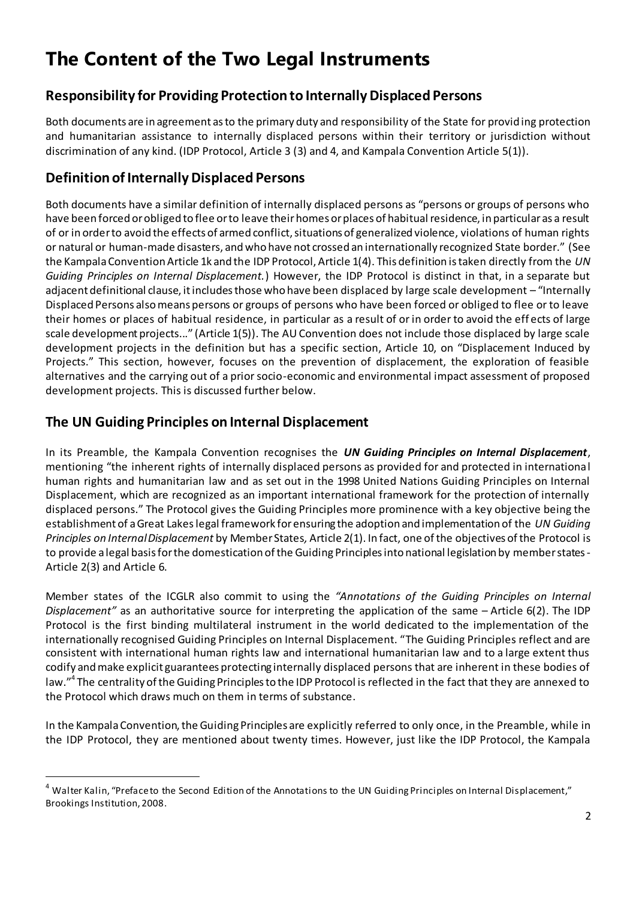# The Content of the Two Legal Instruments

## Responsibility for Providing Protection to Internally Displaced Persons

Both documents are in agreement as to the primary duty and responsibility of the State for providing protection and humanitarian assistance to internally displaced persons within their territory or jurisdiction without discrimination of any kind. (IDP Protocol, Article 3 (3) and 4, and Kampala Convention Article 5(1)).

## Definition of Internally Displaced Persons

Both documents have a similar definition of internally displaced persons as "persons or groups of persons who have been forced or obliged to flee or to leave their homes or places of habitual residence, in particular as a result of or in order to avoid the effects of armed conflict, situations of generalized violence, violations of human rights or natural or human-made disasters, and who have not crossed an internationally recognized State border." (See the Kampala Convention Article 1k and the IDP Protocol, Article 1(4). This definition is taken directly from the *UN Guiding Principles on Internal Displacement.*) However, the IDP Protocol is distinct in that, in a separate but adjacent definitional clause, it includes those who have been displaced by large scale development – "Internally Displaced Persons also means persons or groups of persons who have been forced or obliged to flee or to leave their homes or places of habitual residence, in particular as a result of or in order to avoid the effects of large scale development projects..." (Article 1(5)). The AU Convention does not include those displaced by large scale development projects in the definition but has a specific section, Article 10, on "Displacement Induced by Projects." This section, however, focuses on the prevention of displacement, the exploration of feasible alternatives and the carrying out of a prior socio-economic and environmental impact assessment of proposed development projects. This is discussed further below.

## The UN Guiding Principles on Internal Displacement

In its Preamble, the Kampala Convention recognises the ***UN Guiding Principles on Internal Displacement***, mentioning "the inherent rights of internally displaced persons as provided for and protected in international human rights and humanitarian law and as set out in the 1998 United Nations Guiding Principles on Internal Displacement, which are recognized as an important international framework for the protection of internally displaced persons." The Protocol gives the Guiding Principles more prominence with a key objective being the establishment of a Great Lakes legal framework for ensuring the adoption and implementation of the *UN Guiding Principles on Internal Displacement* by Member States*,* Article 2(1). In fact, one of the objectives of the Protocol is to provide a legal basis for the domestication of the Guiding Principles into national legislation by member states - Article 2(3) and Article 6.

Member states of the ICGLR also commit to using the *"Annotations of the Guiding Principles on Internal Displacement"* as an authoritative source for interpreting the application of the same – Article 6(2). The IDP Protocol is the first binding multilateral instrument in the world dedicated to the implementation of the internationally recognised Guiding Principles on Internal Displacement. "The Guiding Principles reflect and are consistent with international human rights law and international humanitarian law and to a large extent thus codify and make explicit guarantees protecting internally displaced persons that are inherent in these bodies of law."[4] The centrality of the Guiding Principles to the IDP Protocol is reflected in the fact that they are annexed to the Protocol which draws much on them in terms of substance.

In the Kampala Convention, the Guiding Principles are explicitly referred to only once, in the Preamble, while in the IDP Protocol, they are mentioned about twenty times. However, just like the IDP Protocol, the Kampala

---

[4] Walter Kalin, "Preface to the Second Edition of the Annotations to the UN Guiding Principles on Internal Displacement," Brookings Institution, 2008.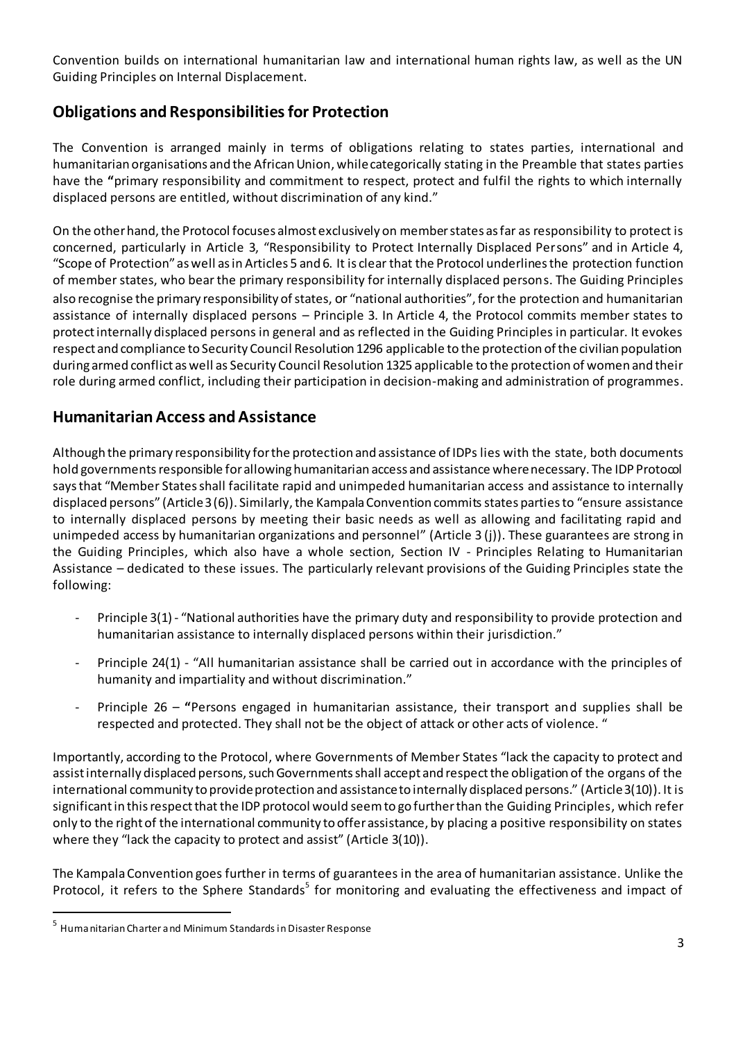Convention builds on international humanitarian law and international human rights law, as well as the UN Guiding Principles on Internal Displacement.

## Obligations and Responsibilities for Protection

The Convention is arranged mainly in terms of obligations relating to states parties, international and humanitarian organisations and the African Union, while categorically stating in the Preamble that states parties have the **"**primary responsibility and commitment to respect, protect and fulfil the rights to which internally displaced persons are entitled, without discrimination of any kind."

On the other hand, the Protocol focuses almost exclusively on member states as far as responsibility to protect is concerned, particularly in Article 3, "Responsibility to Protect Internally Displaced Persons" and in Article 4, "Scope of Protection" as well as in Articles 5 and 6. It is clear that the Protocol underlines the protection function of member states, who bear the primary responsibility for internally displaced persons. The Guiding Principles also recognise the primary responsibility of states, or "national authorities", for the protection and humanitarian assistance of internally displaced persons – Principle 3. In Article 4, the Protocol commits member states to protect internally displaced persons in general and as reflected in the Guiding Principles in particular. It evokes respect and compliance to Security Council Resolution 1296 applicable to the protection of the civilian population during armed conflict as well as Security Council Resolution 1325 applicable to the protection of women and their role during armed conflict, including their participation in decision-making and administration of programmes.

## Humanitarian Access and Assistance

Although the primary responsibility for the protection and assistance of IDPs lies with the state, both documents hold governments responsible for allowing humanitarian access and assistance where necessary. The IDP Protocol says that "Member States shall facilitate rapid and unimpeded humanitarian access and assistance to internally displaced persons" (Article 3 (6)). Similarly, the Kampala Convention commits states parties to "ensure assistance to internally displaced persons by meeting their basic needs as well as allowing and facilitating rapid and unimpeded access by humanitarian organizations and personnel" (Article 3 (j)). These guarantees are strong in the Guiding Principles, which also have a whole section, Section IV - Principles Relating to Humanitarian Assistance – dedicated to these issues. The particularly relevant provisions of the Guiding Principles state the following:

- Principle 3(1) - "National authorities have the primary duty and responsibility to provide protection and humanitarian assistance to internally displaced persons within their jurisdiction."
- Principle 24(1) - "All humanitarian assistance shall be carried out in accordance with the principles of humanity and impartiality and without discrimination."
- Principle 26 – **"**Persons engaged in humanitarian assistance, their transport and supplies shall be respected and protected. They shall not be the object of attack or other acts of violence. "

Importantly, according to the Protocol, where Governments of Member States "lack the capacity to protect and assist internally displaced persons, such Governments shall accept and respect the obligation of the organs of the international community to provide protection and assistance to internally displaced persons." (Article 3(10)). It is significant in this respect that the IDP protocol would seem to go further than the Guiding Principles, which refer only to the right of the international community to offer assistance, by placing a positive responsibility on states where they "lack the capacity to protect and assist" (Article 3(10)).

The Kampala Convention goes further in terms of guarantees in the area of humanitarian assistance. Unlike the Protocol, it refers to the Sphere Standards[5] for monitoring and evaluating the effectiveness and impact of

[5] Humanitarian Charter and Minimum Standards in Disaster Response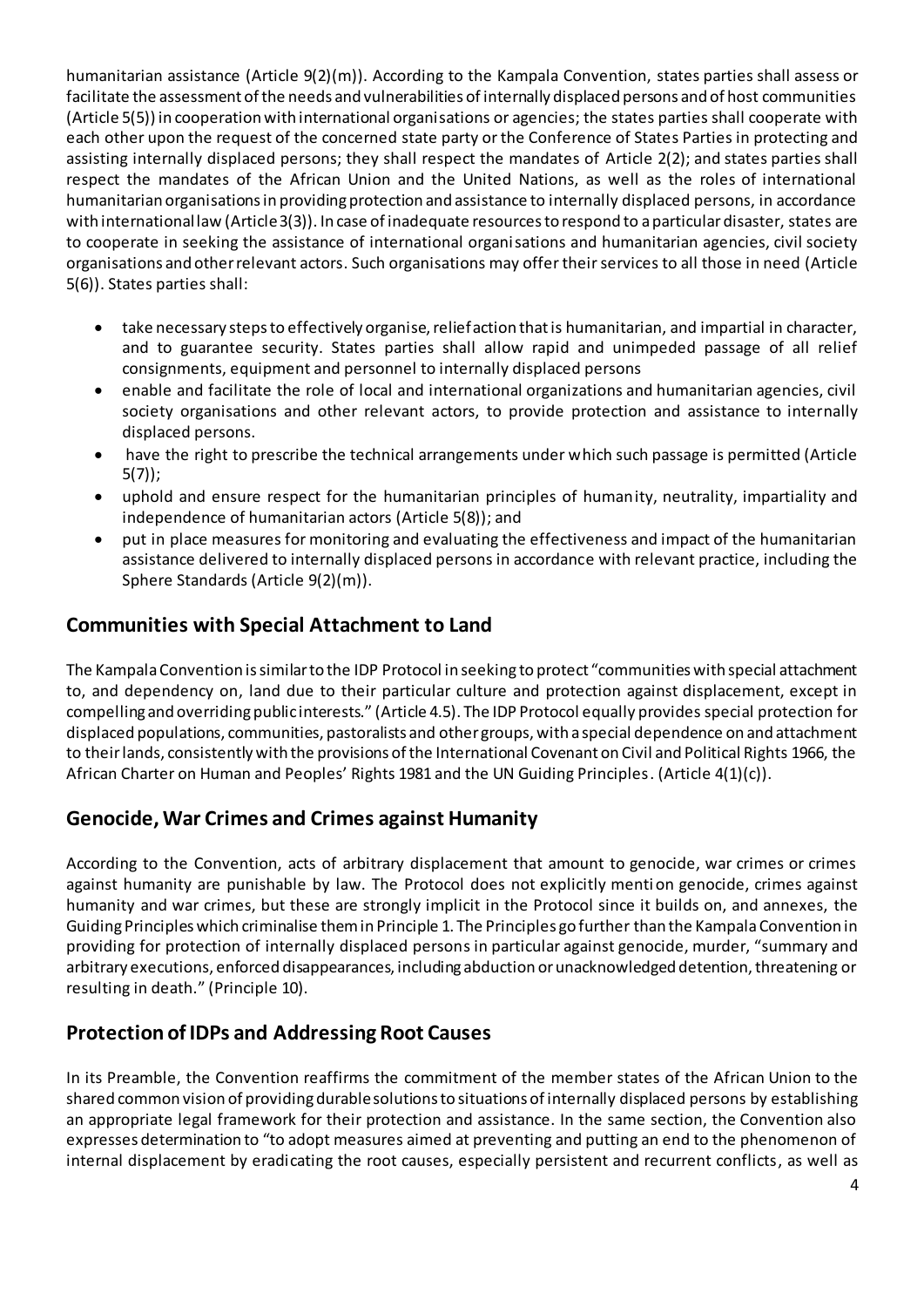humanitarian assistance (Article 9(2)(m)). According to the Kampala Convention, states parties shall assess or facilitate the assessment of the needs and vulnerabilities of internally displaced persons and of host communities (Article 5(5)) in cooperation with international organisations or agencies; the states parties shall cooperate with each other upon the request of the concerned state party or the Conference of States Parties in protecting and assisting internally displaced persons; they shall respect the mandates of Article 2(2); and states parties shall respect the mandates of the African Union and the United Nations, as well as the roles of international humanitarian organisations in providing protection and assistance to internally displaced persons, in accordance with international law (Article 3(3)). In case of inadequate resources to respond to a particular disaster, states are to cooperate in seeking the assistance of international organisations and humanitarian agencies, civil society organisations and other relevant actors. Such organisations may offer their services to all those in need (Article 5(6)). States parties shall:

- take necessary steps to effectively organise, relief action that is humanitarian, and impartial in character, and to guarantee security. States parties shall allow rapid and unimpeded passage of all relief consignments, equipment and personnel to internally displaced persons
- enable and facilitate the role of local and international organizations and humanitarian agencies, civil society organisations and other relevant actors, to provide protection and assistance to internally displaced persons.
- have the right to prescribe the technical arrangements under which such passage is permitted (Article 5(7));
- uphold and ensure respect for the humanitarian principles of humanity, neutrality, impartiality and independence of humanitarian actors (Article 5(8)); and
- put in place measures for monitoring and evaluating the effectiveness and impact of the humanitarian assistance delivered to internally displaced persons in accordance with relevant practice, including the Sphere Standards (Article 9(2)(m)).

## Communities with Special Attachment to Land

The Kampala Convention is similar to the IDP Protocol in seeking to protect "communities with special attachment to, and dependency on, land due to their particular culture and protection against displacement, except in compelling and overriding public interests." (Article 4.5). The IDP Protocol equally provides special protection for displaced populations, communities, pastoralists and other groups, with a special dependence on and attachment to their lands, consistently with the provisions of the International Covenant on Civil and Political Rights 1966, the African Charter on Human and Peoples' Rights 1981 and the UN Guiding Principles. (Article 4(1)(c)).

## Genocide, War Crimes and Crimes against Humanity

According to the Convention, acts of arbitrary displacement that amount to genocide, war crimes or crimes against humanity are punishable by law. The Protocol does not explicitly mention genocide, crimes against humanity and war crimes, but these are strongly implicit in the Protocol since it builds on, and annexes, the Guiding Principles which criminalise them in Principle 1. The Principles go further than the Kampala Convention in providing for protection of internally displaced persons in particular against genocide, murder, "summary and arbitrary executions, enforced disappearances, including abduction or unacknowledged detention, threatening or resulting in death." (Principle 10).

## Protection of IDPs and Addressing Root Causes

In its Preamble, the Convention reaffirms the commitment of the member states of the African Union to the shared common vision of providing durable solutions to situations of internally displaced persons by establishing an appropriate legal framework for their protection and assistance. In the same section, the Convention also expresses determination to "to adopt measures aimed at preventing and putting an end to the phenomenon of internal displacement by eradicating the root causes, especially persistent and recurrent conflicts, as well as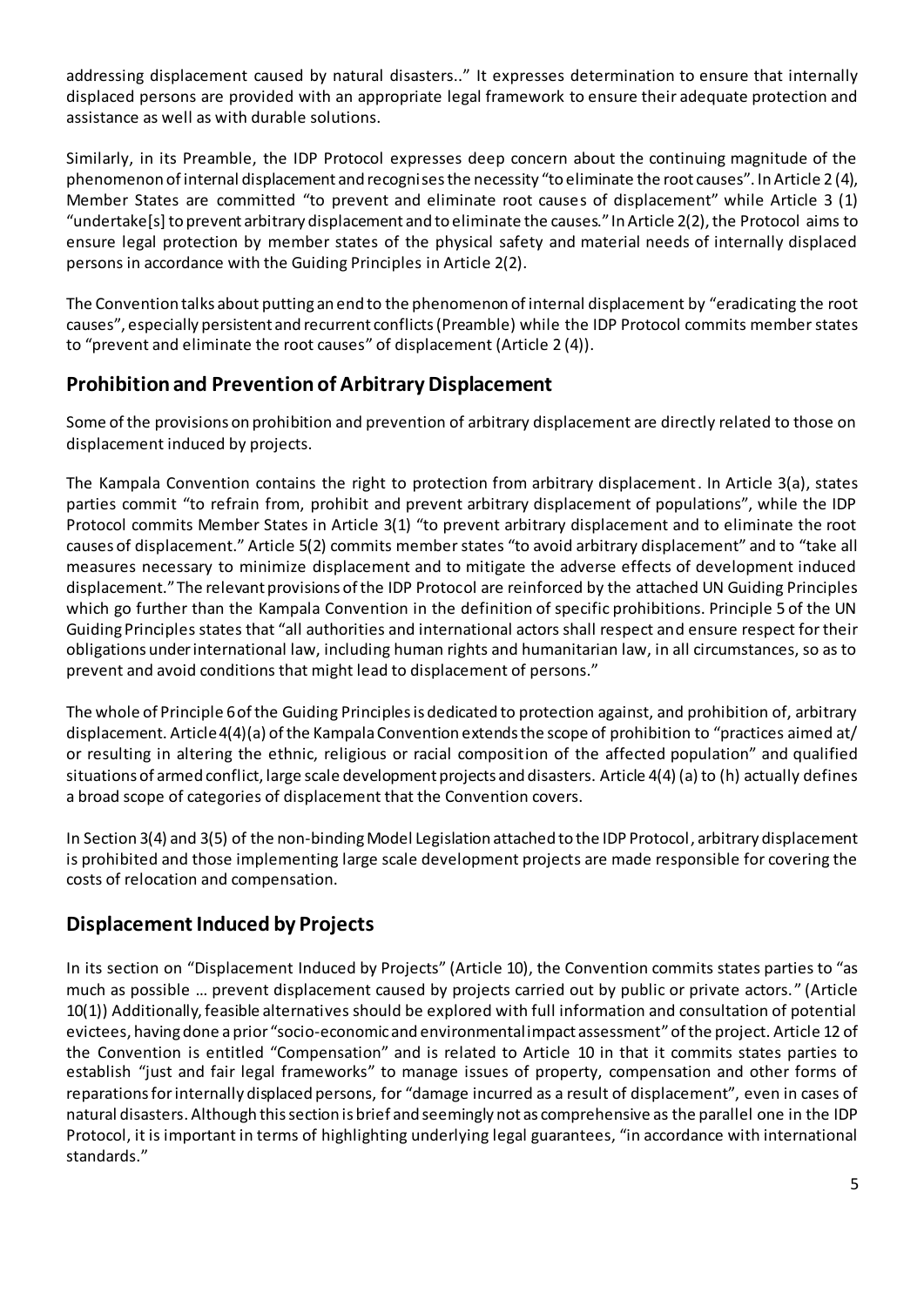addressing displacement caused by natural disasters.." It expresses determination to ensure that internally displaced persons are provided with an appropriate legal framework to ensure their adequate protection and assistance as well as with durable solutions.

Similarly, in its Preamble, the IDP Protocol expresses deep concern about the continuing magnitude of the phenomenon of internal displacement and recognises the necessity "to eliminate the root causes". In Article 2 (4), Member States are committed "to prevent and eliminate root causes of displacement" while Article 3 (1) "undertake[s] to prevent arbitrary displacement and to eliminate the causes." In Article 2(2), the Protocol aims to ensure legal protection by member states of the physical safety and material needs of internally displaced persons in accordance with the Guiding Principles in Article 2(2).

The Convention talks about putting an end to the phenomenon of internal displacement by "eradicating the root causes", especially persistent and recurrent conflicts (Preamble) while the IDP Protocol commits member states to "prevent and eliminate the root causes" of displacement (Article 2 (4)).

## Prohibition and Prevention of Arbitrary Displacement

Some of the provisions on prohibition and prevention of arbitrary displacement are directly related to those on displacement induced by projects.

The Kampala Convention contains the right to protection from arbitrary displacement. In Article 3(a), states parties commit "to refrain from, prohibit and prevent arbitrary displacement of populations", while the IDP Protocol commits Member States in Article 3(1) "to prevent arbitrary displacement and to eliminate the root causes of displacement." Article 5(2) commits member states "to avoid arbitrary displacement" and to "take all measures necessary to minimize displacement and to mitigate the adverse effects of development induced displacement." The relevant provisions of the IDP Protocol are reinforced by the attached UN Guiding Principles which go further than the Kampala Convention in the definition of specific prohibitions. Principle 5 of the UN Guiding Principles states that "all authorities and international actors shall respect and ensure respect for their obligations under international law, including human rights and humanitarian law, in all circumstances, so as to prevent and avoid conditions that might lead to displacement of persons."

The whole of Principle 6 of the Guiding Principles is dedicated to protection against, and prohibition of, arbitrary displacement. Article 4(4)(a) of the Kampala Convention extends the scope of prohibition to "practices aimed at/ or resulting in altering the ethnic, religious or racial composition of the affected population" and qualified situations of armed conflict, large scale development projects and disasters. Article 4(4) (a) to (h) actually defines a broad scope of categories of displacement that the Convention covers.

In Section 3(4) and 3(5) of the non-binding Model Legislation attached to the IDP Protocol, arbitrary displacement is prohibited and those implementing large scale development projects are made responsible for covering the costs of relocation and compensation.

## Displacement Induced by Projects

In its section on "Displacement Induced by Projects" (Article 10), the Convention commits states parties to "as much as possible … prevent displacement caused by projects carried out by public or private actors." (Article 10(1)) Additionally, feasible alternatives should be explored with full information and consultation of potential evictees, having done a prior "socio-economic and environmental impact assessment" of the project. Article 12 of the Convention is entitled "Compensation" and is related to Article 10 in that it commits states parties to establish "just and fair legal frameworks" to manage issues of property, compensation and other forms of reparations for internally displaced persons, for "damage incurred as a result of displacement", even in cases of natural disasters. Although this section is brief and seemingly not as comprehensive as the parallel one in the IDP Protocol, it is important in terms of highlighting underlying legal guarantees, "in accordance with international standards."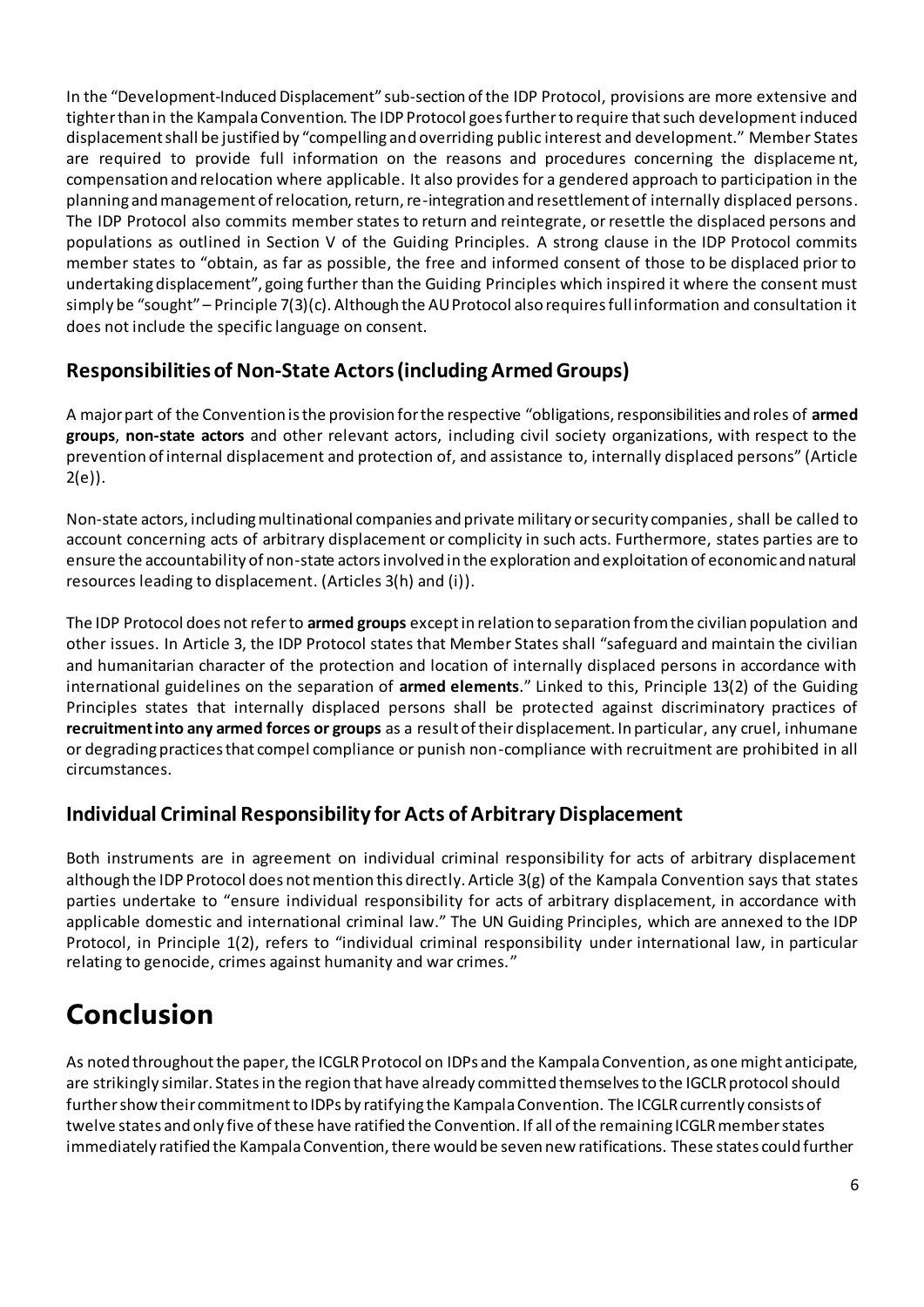In the "Development-Induced Displacement" sub-section of the IDP Protocol, provisions are more extensive and tighter than in the Kampala Convention. The IDP Protocol goes further to require that such development induced displacement shall be justified by "compelling and overriding public interest and development." Member States are required to provide full information on the reasons and procedures concerning the displaceme nt, compensation and relocation where applicable. It also provides for a gendered approach to participation in the planning and management of relocation, return, re-integration and resettlement of internally displaced persons. The IDP Protocol also commits member states to return and reintegrate, or resettle the displaced persons and populations as outlined in Section V of the Guiding Principles. A strong clause in the IDP Protocol commits member states to "obtain, as far as possible, the free and informed consent of those to be displaced prior to undertaking displacement", going further than the Guiding Principles which inspired it where the consent must simply be "sought" – Principle 7(3)(c). Although the AU Protocol also requires full information and consultation it does not include the specific language on consent.

## Responsibilities of Non-State Actors (including Armed Groups)

A major part of the Convention is the provision for the respective "obligations, responsibilities and roles of **armed groups**, **non-state actors** and other relevant actors, including civil society organizations, with respect to the prevention of internal displacement and protection of, and assistance to, internally displaced persons" (Article 2(e)).

Non-state actors, including multinational companies and private military or security companies, shall be called to account concerning acts of arbitrary displacement or complicity in such acts. Furthermore, states parties are to ensure the accountability of non-state actors involved in the exploration and exploitation of economic and natural resources leading to displacement. (Articles 3(h) and (i)).

The IDP Protocol does not refer to **armed groups** except in relation to separation from the civilian population and other issues. In Article 3, the IDP Protocol states that Member States shall "safeguard and maintain the civilian and humanitarian character of the protection and location of internally displaced persons in accordance with international guidelines on the separation of **armed elements**." Linked to this, Principle 13(2) of the Guiding Principles states that internally displaced persons shall be protected against discriminatory practices of **recruitment into any armed forces or groups** as a result of their displacement. In particular, any cruel, inhumane or degrading practices that compel compliance or punish non-compliance with recruitment are prohibited in all circumstances.

## Individual Criminal Responsibility for Acts of Arbitrary Displacement

Both instruments are in agreement on individual criminal responsibility for acts of arbitrary displacement although the IDP Protocol does not mention this directly. Article 3(g) of the Kampala Convention says that states parties undertake to "ensure individual responsibility for acts of arbitrary displacement, in accordance with applicable domestic and international criminal law." The UN Guiding Principles, which are annexed to the IDP Protocol, in Principle 1(2), refers to "individual criminal responsibility under international law, in particular relating to genocide, crimes against humanity and war crimes."

# Conclusion

As noted throughout the paper, the ICGLR Protocol on IDPs and the Kampala Convention, as one might anticipate, are strikingly similar. States in the region that have already committed themselves to the IGCLR protocol should further show their commitment to IDPs by ratifying the Kampala Convention. The ICGLR currently consists of twelve states and only five of these have ratified the Convention. If all of the remaining ICGLR member states immediately ratified the Kampala Convention, there would be seven new ratifications. These states could further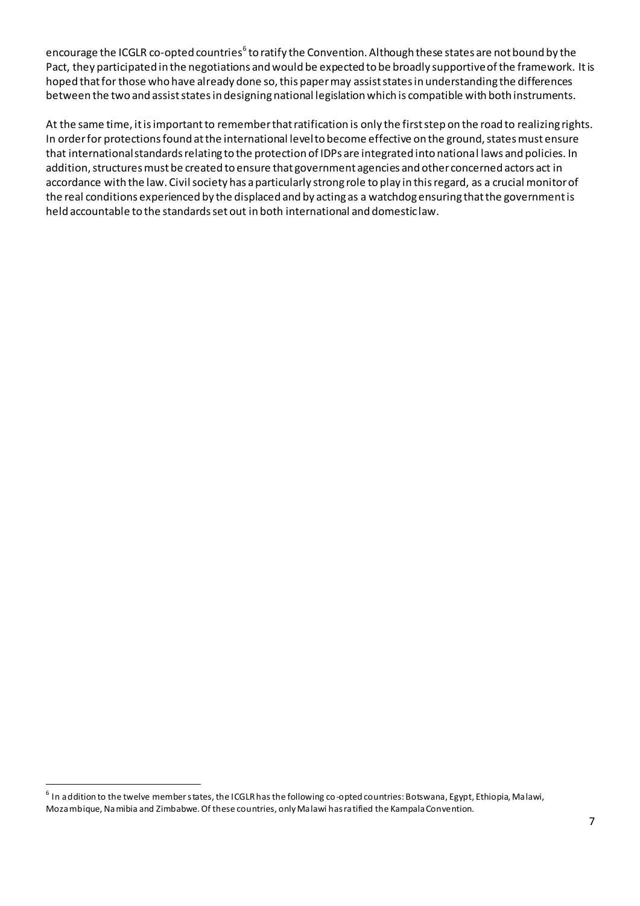encourage the ICGLR co-opted countries[6] to ratify the Convention. Although these states are not bound by the Pact, they participated in the negotiations and would be expected to be broadly supportive of the framework. It is hoped that for those who have already done so, this paper may assist states in understanding the differences between the two and assist states in designing national legislation which is compatible with both instruments.

At the same time, it is important to remember that ratification is only the first step on the road to realizing rights. In order for protections found at the international level to become effective on the ground, states must ensure that international standards relating to the protection of IDPs are integrated into national laws and policies. In addition, structures must be created to ensure that government agencies and other concerned actors act in accordance with the law. Civil society has a particularly strong role to play in this regard, as a crucial monitor of the real conditions experienced by the displaced and by acting as a watchdog ensuring that the government is held accountable to the standards set out in both international and domestic law.

[6] In addition to the twelve member states, the ICGLR has the following co-opted countries: Botswana, Egypt, Ethiopia, Malawi, Mozambique, Namibia and Zimbabwe. Of these countries, only Malawi has ratified the Kampala Convention.